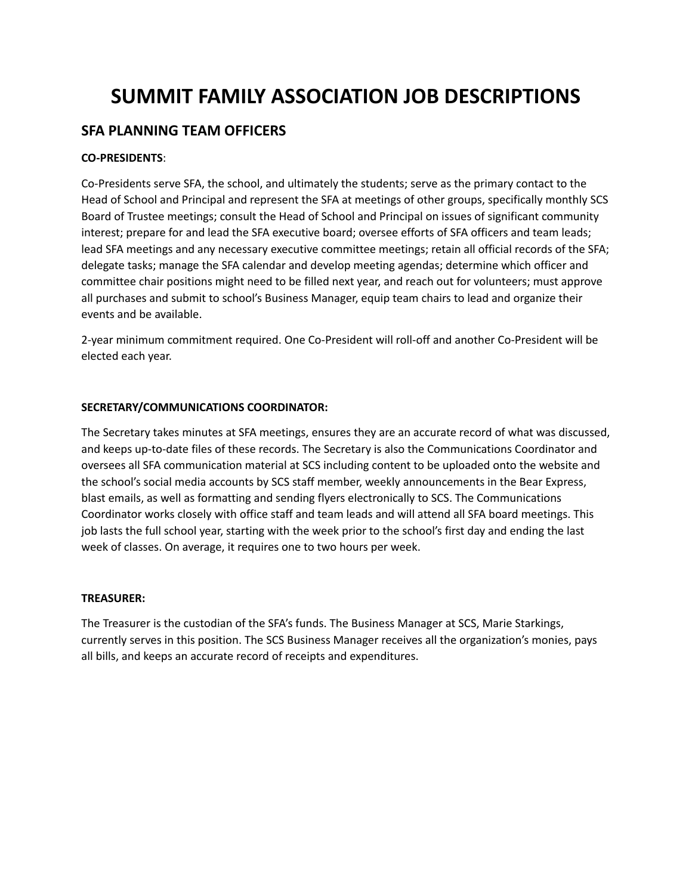# SUMMIT FAMILY ASSOCIATION JOB DESCRIPTIONS

## SFA PLANNING TEAM OFFICERS

**CO-PRESIDENTS**:

Co-Presidents serve SFA, the school, and ultimately the students; serve as the primary contact to the Head of School and Principal and represent the SFA at meetings of other groups, specifically monthly SCS Board of Trustee meetings; consult the Head of School and Principal on issues of significant community interest; prepare for and lead the SFA executive board; oversee efforts of SFA officers and team leads; lead SFA meetings and any necessary executive committee meetings; retain all official records of the SFA; delegate tasks; manage the SFA calendar and develop meeting agendas; determine which officer and committee chair positions might need to be filled next year, and reach out for volunteers; must approve all purchases and submit to school's Business Manager, equip team chairs to lead and organize their events and be available.

2-year minimum commitment required. One Co-President will roll-off and another Co-President will be elected each year.

**SECRETARY/COMMUNICATIONS COORDINATOR:**

The Secretary takes minutes at SFA meetings, ensures they are an accurate record of what was discussed, and keeps up-to-date files of these records. The Secretary is also the Communications Coordinator and oversees all SFA communication material at SCS including content to be uploaded onto the website and the school's social media accounts by SCS staff member, weekly announcements in the Bear Express, blast emails, as well as formatting and sending flyers electronically to SCS. The Communications Coordinator works closely with office staff and team leads and will attend all SFA board meetings. This job lasts the full school year, starting with the week prior to the school's first day and ending the last week of classes. On average, it requires one to two hours per week.

**TREASURER:**

The Treasurer is the custodian of the SFA's funds. The Business Manager at SCS, Marie Starkings, currently serves in this position. The SCS Business Manager receives all the organization's monies, pays all bills, and keeps an accurate record of receipts and expenditures.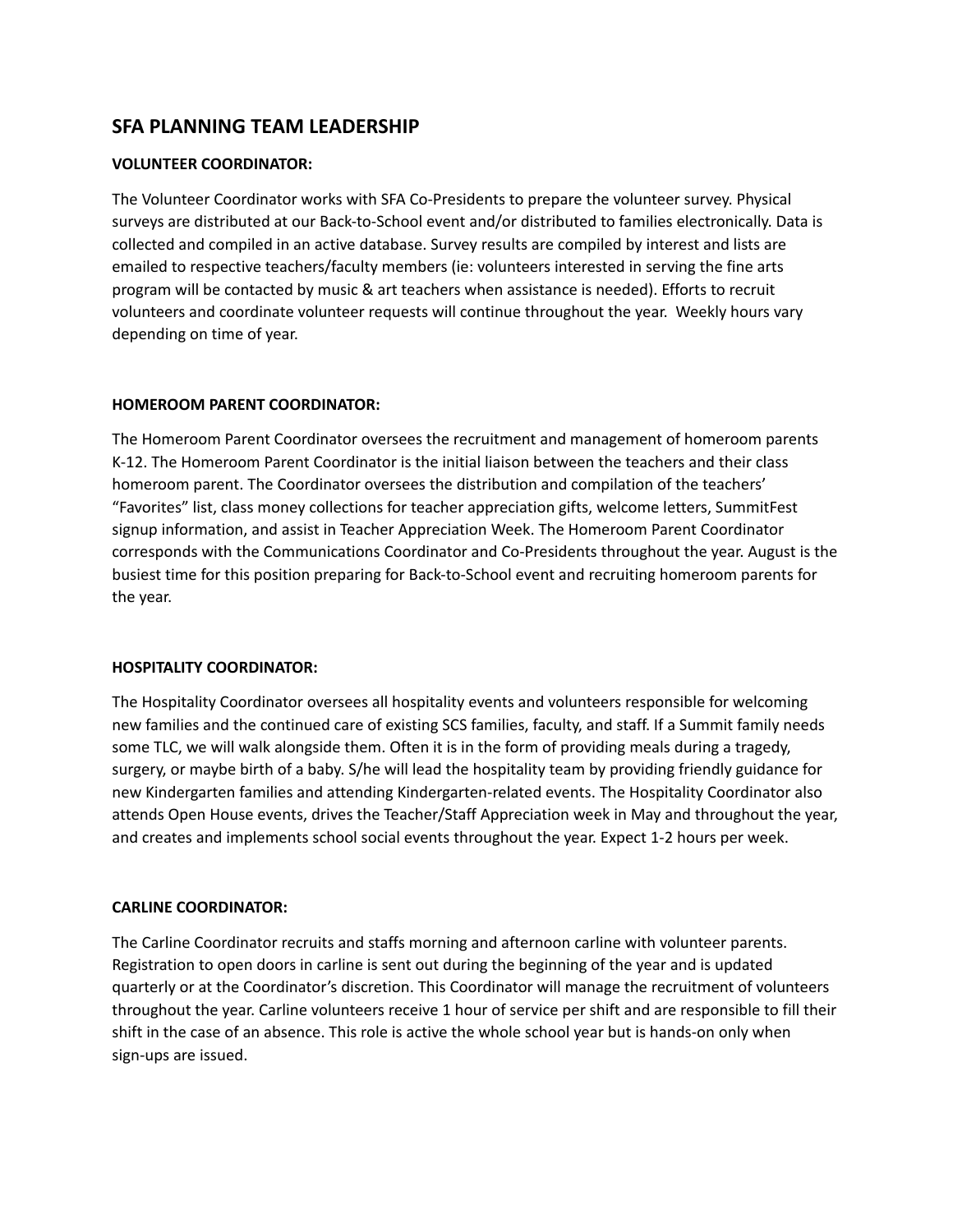## SFA PLANNING TEAM LEADERSHIP

**VOLUNTEER COORDINATOR:**

The Volunteer Coordinator works with SFA Co-Presidents to prepare the volunteer survey. Physical surveys are distributed at our Back-to-School event and/or distributed to families electronically. Data is collected and compiled in an active database. Survey results are compiled by interest and lists are emailed to respective teachers/faculty members (ie: volunteers interested in serving the fine arts program will be contacted by music & art teachers when assistance is needed). Efforts to recruit volunteers and coordinate volunteer requests will continue throughout the year. Weekly hours vary depending on time of year.

**HOMEROOM PARENT COORDINATOR:**

The Homeroom Parent Coordinator oversees the recruitment and management of homeroom parents K-12. The Homeroom Parent Coordinator is the initial liaison between the teachers and their class homeroom parent. The Coordinator oversees the distribution and compilation of the teachers' "Favorites" list, class money collections for teacher appreciation gifts, welcome letters, SummitFest signup information, and assist in Teacher Appreciation Week. The Homeroom Parent Coordinator corresponds with the Communications Coordinator and Co-Presidents throughout the year. August is the busiest time for this position preparing for Back-to-School event and recruiting homeroom parents for the year.

**HOSPITALITY COORDINATOR:**

The Hospitality Coordinator oversees all hospitality events and volunteers responsible for welcoming new families and the continued care of existing SCS families, faculty, and staff. If a Summit family needs some TLC, we will walk alongside them. Often it is in the form of providing meals during a tragedy, surgery, or maybe birth of a baby. S/he will lead the hospitality team by providing friendly guidance for new Kindergarten families and attending Kindergarten-related events. The Hospitality Coordinator also attends Open House events, drives the Teacher/Staff Appreciation week in May and throughout the year, and creates and implements school social events throughout the year. Expect 1-2 hours per week.

**CARLINE COORDINATOR:**

The Carline Coordinator recruits and staffs morning and afternoon carline with volunteer parents. Registration to open doors in carline is sent out during the beginning of the year and is updated quarterly or at the Coordinator's discretion. This Coordinator will manage the recruitment of volunteers throughout the year. Carline volunteers receive 1 hour of service per shift and are responsible to fill their shift in the case of an absence. This role is active the whole school year but is hands-on only when sign-ups are issued.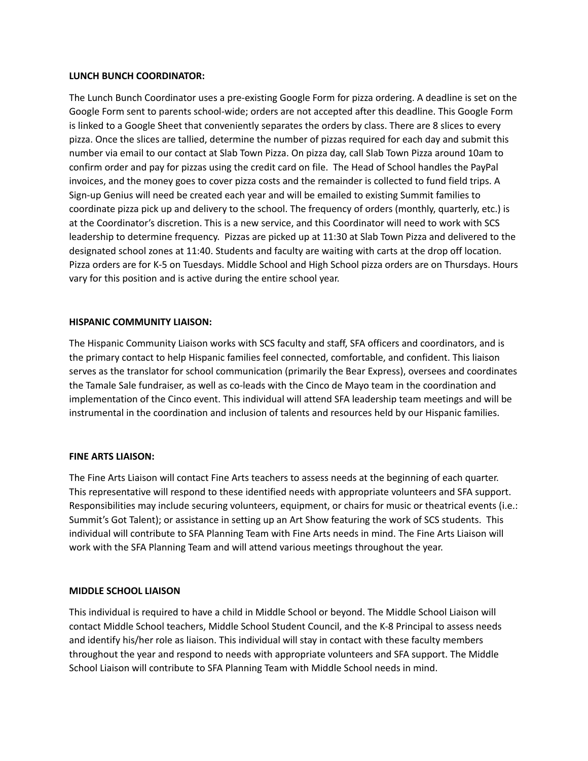**LUNCH BUNCH COORDINATOR:**

The Lunch Bunch Coordinator uses a pre-existing Google Form for pizza ordering. A deadline is set on the Google Form sent to parents school-wide; orders are not accepted after this deadline. This Google Form is linked to a Google Sheet that conveniently separates the orders by class. There are 8 slices to every pizza. Once the slices are tallied, determine the number of pizzas required for each day and submit this number via email to our contact at Slab Town Pizza. On pizza day, call Slab Town Pizza around 10am to confirm order and pay for pizzas using the credit card on file. The Head of School handles the PayPal invoices, and the money goes to cover pizza costs and the remainder is collected to fund field trips. A Sign-up Genius will need be created each year and will be emailed to existing Summit families to coordinate pizza pick up and delivery to the school. The frequency of orders (monthly, quarterly, etc.) is at the Coordinator's discretion. This is a new service, and this Coordinator will need to work with SCS leadership to determine frequency. Pizzas are picked up at 11:30 at Slab Town Pizza and delivered to the designated school zones at 11:40. Students and faculty are waiting with carts at the drop off location. Pizza orders are for K-5 on Tuesdays. Middle School and High School pizza orders are on Thursdays. Hours vary for this position and is active during the entire school year.

**HISPANIC COMMUNITY LIAISON:**

The Hispanic Community Liaison works with SCS faculty and staff, SFA officers and coordinators, and is the primary contact to help Hispanic families feel connected, comfortable, and confident. This liaison serves as the translator for school communication (primarily the Bear Express), oversees and coordinates the Tamale Sale fundraiser, as well as co-leads with the Cinco de Mayo team in the coordination and implementation of the Cinco event. This individual will attend SFA leadership team meetings and will be instrumental in the coordination and inclusion of talents and resources held by our Hispanic families.

**FINE ARTS LIAISON:**

The Fine Arts Liaison will contact Fine Arts teachers to assess needs at the beginning of each quarter. This representative will respond to these identified needs with appropriate volunteers and SFA support. Responsibilities may include securing volunteers, equipment, or chairs for music or theatrical events (i.e.: Summit's Got Talent); or assistance in setting up an Art Show featuring the work of SCS students. This individual will contribute to SFA Planning Team with Fine Arts needs in mind. The Fine Arts Liaison will work with the SFA Planning Team and will attend various meetings throughout the year.

**MIDDLE SCHOOL LIAISON**

This individual is required to have a child in Middle School or beyond. The Middle School Liaison will contact Middle School teachers, Middle School Student Council, and the K-8 Principal to assess needs and identify his/her role as liaison. This individual will stay in contact with these faculty members throughout the year and respond to needs with appropriate volunteers and SFA support. The Middle School Liaison will contribute to SFA Planning Team with Middle School needs in mind.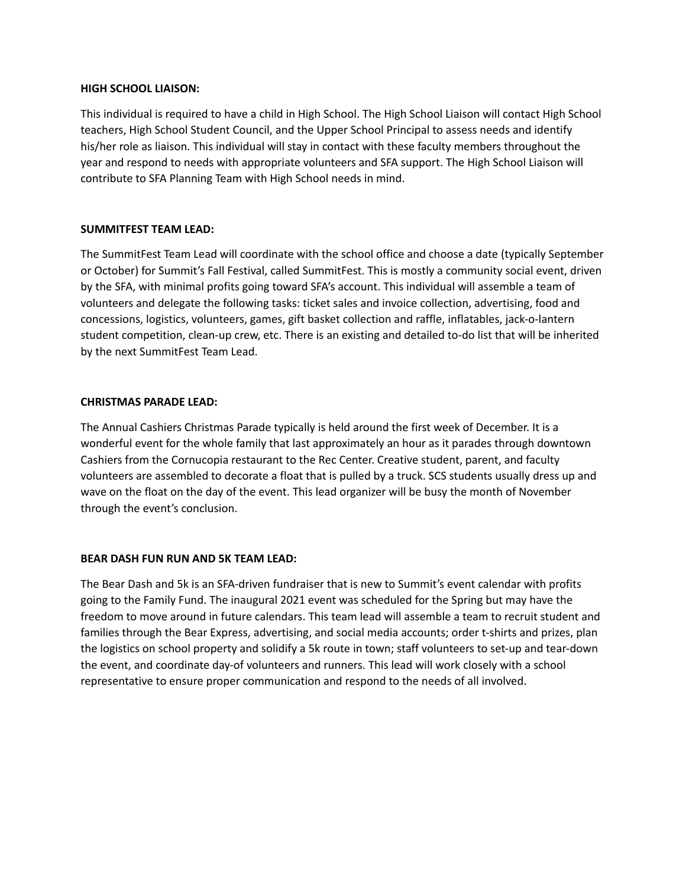**HIGH SCHOOL LIAISON:**

This individual is required to have a child in High School. The High School Liaison will contact High School teachers, High School Student Council, and the Upper School Principal to assess needs and identify his/her role as liaison. This individual will stay in contact with these faculty members throughout the year and respond to needs with appropriate volunteers and SFA support. The High School Liaison will contribute to SFA Planning Team with High School needs in mind.

**SUMMITFEST TEAM LEAD:**

The SummitFest Team Lead will coordinate with the school office and choose a date (typically September or October) for Summit's Fall Festival, called SummitFest. This is mostly a community social event, driven by the SFA, with minimal profits going toward SFA's account. This individual will assemble a team of volunteers and delegate the following tasks: ticket sales and invoice collection, advertising, food and concessions, logistics, volunteers, games, gift basket collection and raffle, inflatables, jack-o-lantern student competition, clean-up crew, etc. There is an existing and detailed to-do list that will be inherited by the next SummitFest Team Lead.

**CHRISTMAS PARADE LEAD:**

The Annual Cashiers Christmas Parade typically is held around the first week of December. It is a wonderful event for the whole family that last approximately an hour as it parades through downtown Cashiers from the Cornucopia restaurant to the Rec Center. Creative student, parent, and faculty volunteers are assembled to decorate a float that is pulled by a truck. SCS students usually dress up and wave on the float on the day of the event. This lead organizer will be busy the month of November through the event's conclusion.

**BEAR DASH FUN RUN AND 5K TEAM LEAD:**

The Bear Dash and 5k is an SFA-driven fundraiser that is new to Summit's event calendar with profits going to the Family Fund. The inaugural 2021 event was scheduled for the Spring but may have the freedom to move around in future calendars. This team lead will assemble a team to recruit student and families through the Bear Express, advertising, and social media accounts; order t-shirts and prizes, plan the logistics on school property and solidify a 5k route in town; staff volunteers to set-up and tear-down the event, and coordinate day-of volunteers and runners. This lead will work closely with a school representative to ensure proper communication and respond to the needs of all involved.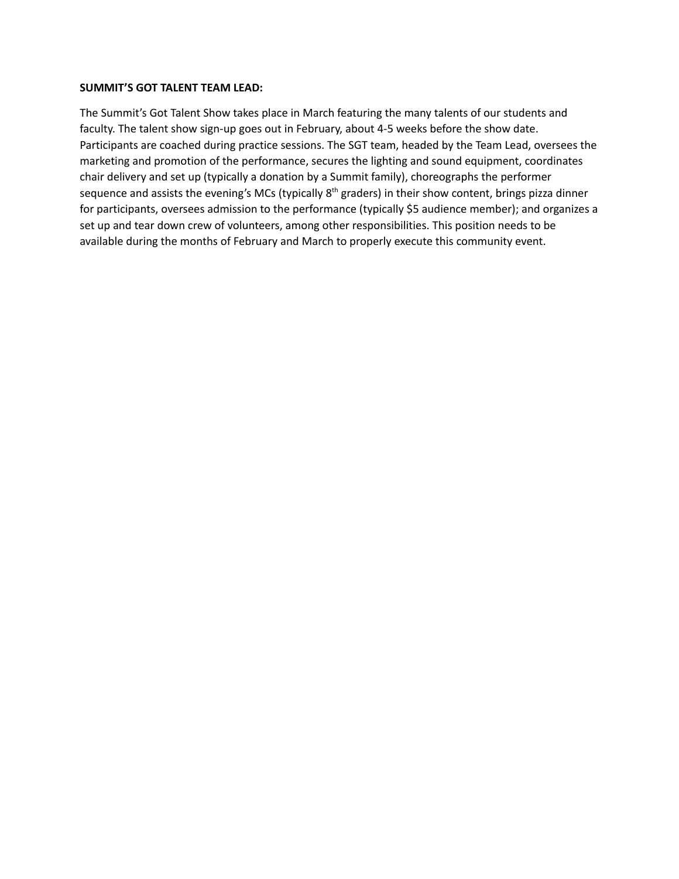**SUMMIT'S GOT TALENT TEAM LEAD:**

The Summit's Got Talent Show takes place in March featuring the many talents of our students and faculty. The talent show sign-up goes out in February, about 4-5 weeks before the show date. Participants are coached during practice sessions. The SGT team, headed by the Team Lead, oversees the marketing and promotion of the performance, secures the lighting and sound equipment, coordinates chair delivery and set up (typically a donation by a Summit family), choreographs the performer sequence and assists the evening's MCs (typically 8th graders) in their show content, brings pizza dinner for participants, oversees admission to the performance (typically $5 audience member); and organizes a set up and tear down crew of volunteers, among other responsibilities. This position needs to be available during the months of February and March to properly execute this community event.